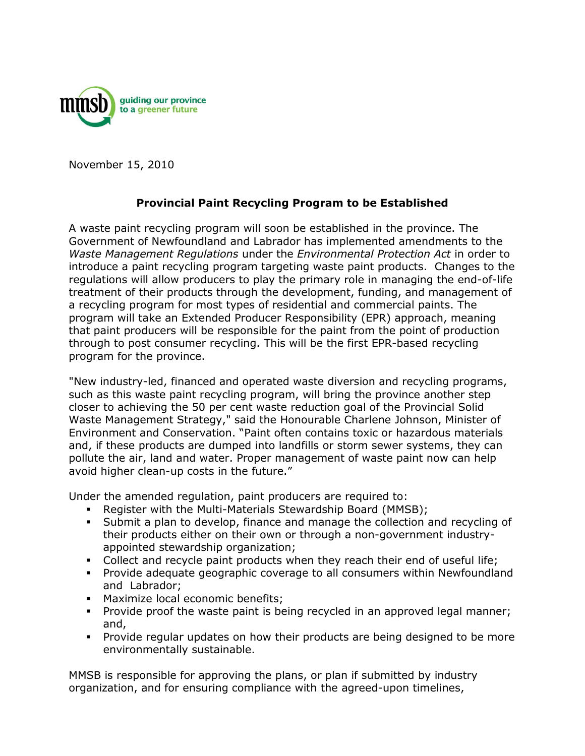mmsb guiding our province to a greener future

November 15, 2010

## Provincial Paint Recycling Program to be Established

A waste paint recycling program will soon be established in the province. The Government of Newfoundland and Labrador has implemented amendments to the *Waste Management Regulations* under the *Environmental Protection Act* in order to introduce a paint recycling program targeting waste paint products. Changes to the regulations will allow producers to play the primary role in managing the end-of-life treatment of their products through the development, funding, and management of a recycling program for most types of residential and commercial paints. The program will take an Extended Producer Responsibility (EPR) approach, meaning that paint producers will be responsible for the paint from the point of production through to post consumer recycling. This will be the first EPR-based recycling program for the province.

"New industry-led, financed and operated waste diversion and recycling programs, such as this waste paint recycling program, will bring the province another step closer to achieving the 50 per cent waste reduction goal of the Provincial Solid Waste Management Strategy," said the Honourable Charlene Johnson, Minister of Environment and Conservation. "Paint often contains toxic or hazardous materials and, if these products are dumped into landfills or storm sewer systems, they can pollute the air, land and water. Proper management of waste paint now can help avoid higher clean-up costs in the future."

Under the amended regulation, paint producers are required to:

- Register with the Multi-Materials Stewardship Board (MMSB);
- Submit a plan to develop, finance and manage the collection and recycling of their products either on their own or through a non-government industry-appointed stewardship organization;
- Collect and recycle paint products when they reach their end of useful life;
- Provide adequate geographic coverage to all consumers within Newfoundland and Labrador;
- Maximize local economic benefits;
- Provide proof the waste paint is being recycled in an approved legal manner; and,
- Provide regular updates on how their products are being designed to be more environmentally sustainable.

MMSB is responsible for approving the plans, or plan if submitted by industry organization, and for ensuring compliance with the agreed-upon timelines,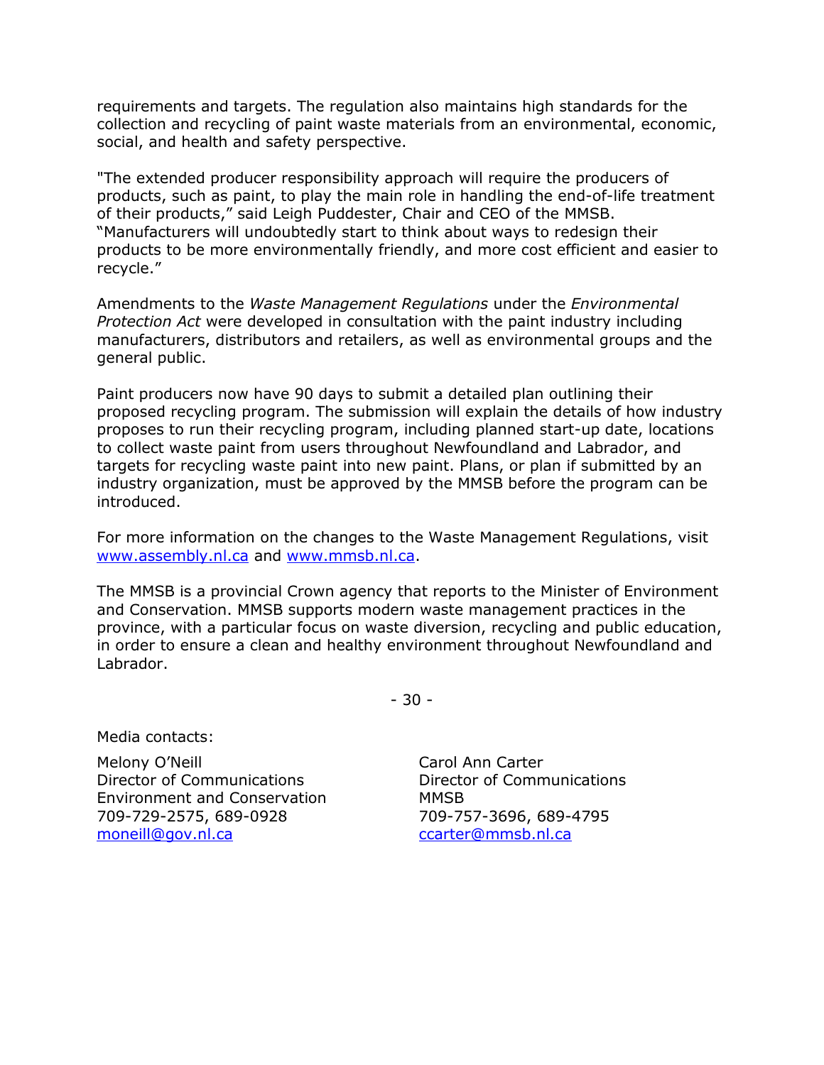requirements and targets. The regulation also maintains high standards for the collection and recycling of paint waste materials from an environmental, economic, social, and health and safety perspective.

"The extended producer responsibility approach will require the producers of products, such as paint, to play the main role in handling the end-of-life treatment of their products," said Leigh Puddester, Chair and CEO of the MMSB. "Manufacturers will undoubtedly start to think about ways to redesign their products to be more environmentally friendly, and more cost efficient and easier to recycle."

Amendments to the *Waste Management Regulations* under the *Environmental Protection Act* were developed in consultation with the paint industry including manufacturers, distributors and retailers, as well as environmental groups and the general public.

Paint producers now have 90 days to submit a detailed plan outlining their proposed recycling program. The submission will explain the details of how industry proposes to run their recycling program, including planned start-up date, locations to collect waste paint from users throughout Newfoundland and Labrador, and targets for recycling waste paint into new paint. Plans, or plan if submitted by an industry organization, must be approved by the MMSB before the program can be introduced.

For more information on the changes to the Waste Management Regulations, visit www.assembly.nl.ca and www.mmsb.nl.ca.

The MMSB is a provincial Crown agency that reports to the Minister of Environment and Conservation. MMSB supports modern waste management practices in the province, with a particular focus on waste diversion, recycling and public education, in order to ensure a clean and healthy environment throughout Newfoundland and Labrador.

- 30 -

Media contacts:

Melony O'Neill
Director of Communications
Environment and Conservation
709-729-2575, 689-0928
moneill@gov.nl.ca

Carol Ann Carter
Director of Communications
MMSB
709-757-3696, 689-4795
ccarter@mmsb.nl.ca